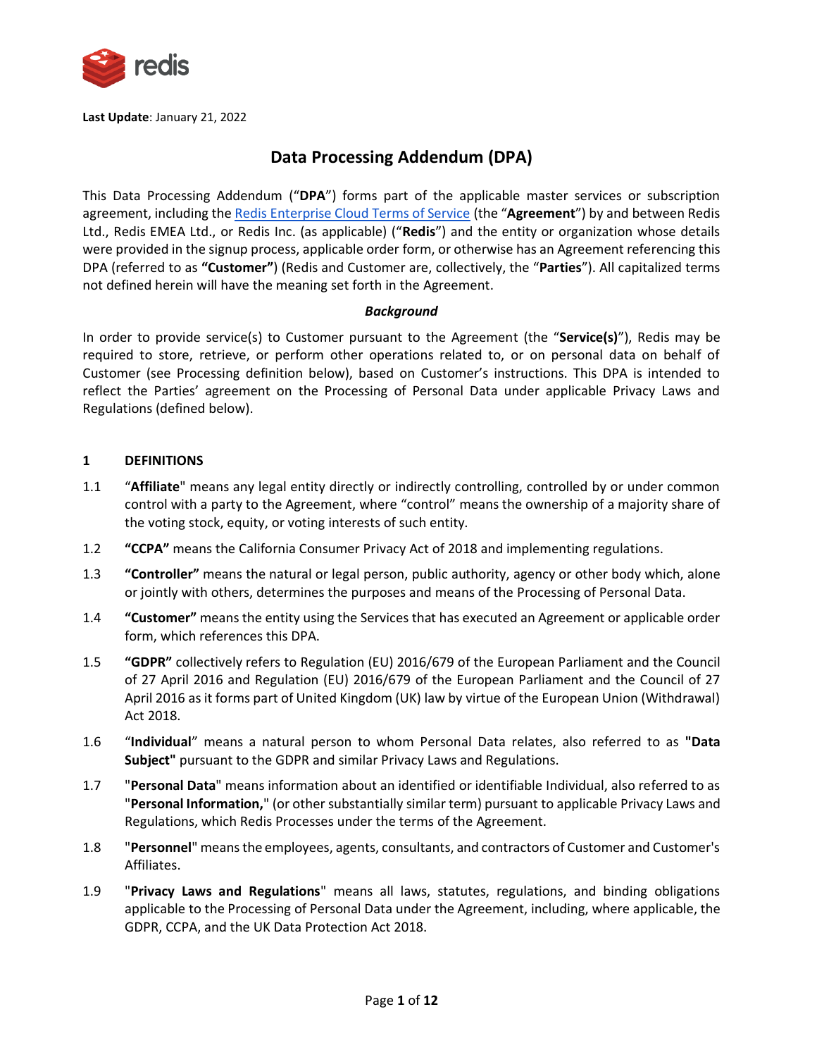**Last Update**: January 21, 2022

# Data Processing Addendum (DPA)

This Data Processing Addendum ("**DPA**") forms part of the applicable master services or subscription agreement, including the Redis Enterprise Cloud Terms of Service (the "**Agreement**") by and between Redis Ltd., Redis EMEA Ltd., or Redis Inc. (as applicable) ("**Redis**") and the entity or organization whose details were provided in the signup process, applicable order form, or otherwise has an Agreement referencing this DPA (referred to as **"Customer"**) (Redis and Customer are, collectively, the "**Parties**"). All capitalized terms not defined herein will have the meaning set forth in the Agreement.

***Background***

In order to provide service(s) to Customer pursuant to the Agreement (the "**Service(s)**"), Redis may be required to store, retrieve, or perform other operations related to, or on personal data on behalf of Customer (see Processing definition below), based on Customer's instructions. This DPA is intended to reflect the Parties' agreement on the Processing of Personal Data under applicable Privacy Laws and Regulations (defined below).

## 1 DEFINITIONS

1.1 "**Affiliate**" means any legal entity directly or indirectly controlling, controlled by or under common control with a party to the Agreement, where "control" means the ownership of a majority share of the voting stock, equity, or voting interests of such entity.

1.2 **"CCPA"** means the California Consumer Privacy Act of 2018 and implementing regulations.

1.3 **"Controller"** means the natural or legal person, public authority, agency or other body which, alone or jointly with others, determines the purposes and means of the Processing of Personal Data.

1.4 **"Customer"** means the entity using the Services that has executed an Agreement or applicable order form, which references this DPA.

1.5 **"GDPR"** collectively refers to Regulation (EU) 2016/679 of the European Parliament and the Council of 27 April 2016 and Regulation (EU) 2016/679 of the European Parliament and the Council of 27 April 2016 as it forms part of United Kingdom (UK) law by virtue of the European Union (Withdrawal) Act 2018.

1.6 "**Individual**" means a natural person to whom Personal Data relates, also referred to as **"Data Subject"** pursuant to the GDPR and similar Privacy Laws and Regulations.

1.7 "**Personal Data**" means information about an identified or identifiable Individual, also referred to as "**Personal Information,**" (or other substantially similar term) pursuant to applicable Privacy Laws and Regulations, which Redis Processes under the terms of the Agreement.

1.8 "**Personnel**" means the employees, agents, consultants, and contractors of Customer and Customer's Affiliates.

1.9 "**Privacy Laws and Regulations**" means all laws, statutes, regulations, and binding obligations applicable to the Processing of Personal Data under the Agreement, including, where applicable, the GDPR, CCPA, and the UK Data Protection Act 2018.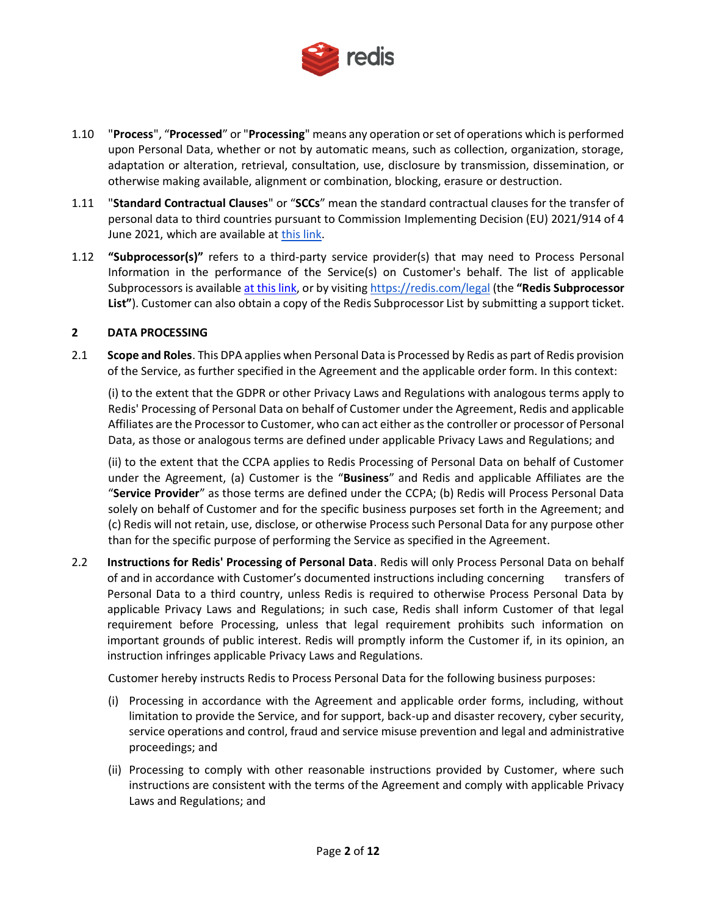1.10 "**Process**", "**Processed**" or "**Processing**" means any operation or set of operations which is performed upon Personal Data, whether or not by automatic means, such as collection, organization, storage, adaptation or alteration, retrieval, consultation, use, disclosure by transmission, dissemination, or otherwise making available, alignment or combination, blocking, erasure or destruction.

1.11 "**Standard Contractual Clauses**" or "**SCCs**" mean the standard contractual clauses for the transfer of personal data to third countries pursuant to Commission Implementing Decision (EU) 2021/914 of 4 June 2021, which are available at this link.

1.12 **"Subprocessor(s)"** refers to a third-party service provider(s) that may need to Process Personal Information in the performance of the Service(s) on Customer's behalf. The list of applicable Subprocessors is available at this link, or by visiting https://redis.com/legal (the **"Redis Subprocessor List"**). Customer can also obtain a copy of the Redis Subprocessor List by submitting a support ticket.

## 2 DATA PROCESSING

2.1 **Scope and Roles**. This DPA applies when Personal Data is Processed by Redis as part of Redis provision of the Service, as further specified in the Agreement and the applicable order form. In this context:

(i) to the extent that the GDPR or other Privacy Laws and Regulations with analogous terms apply to Redis' Processing of Personal Data on behalf of Customer under the Agreement, Redis and applicable Affiliates are the Processor to Customer, who can act either as the controller or processor of Personal Data, as those or analogous terms are defined under applicable Privacy Laws and Regulations; and

(ii) to the extent that the CCPA applies to Redis Processing of Personal Data on behalf of Customer under the Agreement, (a) Customer is the "**Business**" and Redis and applicable Affiliates are the "**Service Provider**" as those terms are defined under the CCPA; (b) Redis will Process Personal Data solely on behalf of Customer and for the specific business purposes set forth in the Agreement; and (c) Redis will not retain, use, disclose, or otherwise Process such Personal Data for any purpose other than for the specific purpose of performing the Service as specified in the Agreement.

2.2 **Instructions for Redis' Processing of Personal Data**. Redis will only Process Personal Data on behalf of and in accordance with Customer's documented instructions including concerning transfers of Personal Data to a third country, unless Redis is required to otherwise Process Personal Data by applicable Privacy Laws and Regulations; in such case, Redis shall inform Customer of that legal requirement before Processing, unless that legal requirement prohibits such information on important grounds of public interest. Redis will promptly inform the Customer if, in its opinion, an instruction infringes applicable Privacy Laws and Regulations.

Customer hereby instructs Redis to Process Personal Data for the following business purposes:

(i) Processing in accordance with the Agreement and applicable order forms, including, without limitation to provide the Service, and for support, back-up and disaster recovery, cyber security, service operations and control, fraud and service misuse prevention and legal and administrative proceedings; and

(ii) Processing to comply with other reasonable instructions provided by Customer, where such instructions are consistent with the terms of the Agreement and comply with applicable Privacy Laws and Regulations; and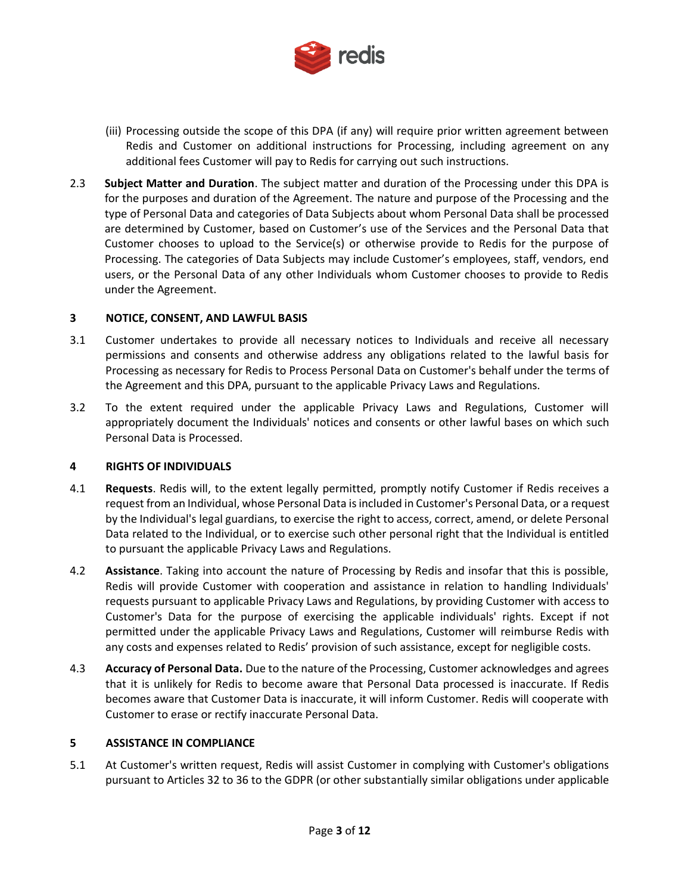(iii) Processing outside the scope of this DPA (if any) will require prior written agreement between Redis and Customer on additional instructions for Processing, including agreement on any additional fees Customer will pay to Redis for carrying out such instructions.

2.3 **Subject Matter and Duration**. The subject matter and duration of the Processing under this DPA is for the purposes and duration of the Agreement. The nature and purpose of the Processing and the type of Personal Data and categories of Data Subjects about whom Personal Data shall be processed are determined by Customer, based on Customer's use of the Services and the Personal Data that Customer chooses to upload to the Service(s) or otherwise provide to Redis for the purpose of Processing. The categories of Data Subjects may include Customer's employees, staff, vendors, end users, or the Personal Data of any other Individuals whom Customer chooses to provide to Redis under the Agreement.

## 3 NOTICE, CONSENT, AND LAWFUL BASIS

3.1 Customer undertakes to provide all necessary notices to Individuals and receive all necessary permissions and consents and otherwise address any obligations related to the lawful basis for Processing as necessary for Redis to Process Personal Data on Customer's behalf under the terms of the Agreement and this DPA, pursuant to the applicable Privacy Laws and Regulations.

3.2 To the extent required under the applicable Privacy Laws and Regulations, Customer will appropriately document the Individuals' notices and consents or other lawful bases on which such Personal Data is Processed.

## 4 RIGHTS OF INDIVIDUALS

4.1 **Requests**. Redis will, to the extent legally permitted, promptly notify Customer if Redis receives a request from an Individual, whose Personal Data is included in Customer's Personal Data, or a request by the Individual's legal guardians, to exercise the right to access, correct, amend, or delete Personal Data related to the Individual, or to exercise such other personal right that the Individual is entitled to pursuant the applicable Privacy Laws and Regulations.

4.2 **Assistance**. Taking into account the nature of Processing by Redis and insofar that this is possible, Redis will provide Customer with cooperation and assistance in relation to handling Individuals' requests pursuant to applicable Privacy Laws and Regulations, by providing Customer with access to Customer's Data for the purpose of exercising the applicable individuals' rights. Except if not permitted under the applicable Privacy Laws and Regulations, Customer will reimburse Redis with any costs and expenses related to Redis' provision of such assistance, except for negligible costs.

4.3 **Accuracy of Personal Data.** Due to the nature of the Processing, Customer acknowledges and agrees that it is unlikely for Redis to become aware that Personal Data processed is inaccurate. If Redis becomes aware that Customer Data is inaccurate, it will inform Customer. Redis will cooperate with Customer to erase or rectify inaccurate Personal Data.

## 5 ASSISTANCE IN COMPLIANCE

5.1 At Customer's written request, Redis will assist Customer in complying with Customer's obligations pursuant to Articles 32 to 36 to the GDPR (or other substantially similar obligations under applicable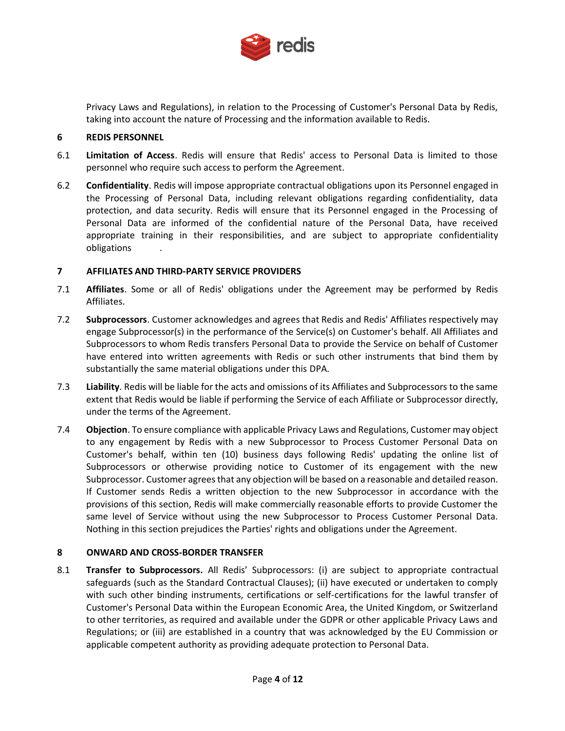Privacy Laws and Regulations), in relation to the Processing of Customer's Personal Data by Redis, taking into account the nature of Processing and the information available to Redis.

## 6 REDIS PERSONNEL

6.1 **Limitation of Access**. Redis will ensure that Redis' access to Personal Data is limited to those personnel who require such access to perform the Agreement.

6.2 **Confidentiality**. Redis will impose appropriate contractual obligations upon its Personnel engaged in the Processing of Personal Data, including relevant obligations regarding confidentiality, data protection, and data security. Redis will ensure that its Personnel engaged in the Processing of Personal Data are informed of the confidential nature of the Personal Data, have received appropriate training in their responsibilities, and are subject to appropriate confidentiality obligations .

## 7 AFFILIATES AND THIRD-PARTY SERVICE PROVIDERS

7.1 **Affiliates**. Some or all of Redis' obligations under the Agreement may be performed by Redis Affiliates.

7.2 **Subprocessors**. Customer acknowledges and agrees that Redis and Redis' Affiliates respectively may engage Subprocessor(s) in the performance of the Service(s) on Customer's behalf. All Affiliates and Subprocessors to whom Redis transfers Personal Data to provide the Service on behalf of Customer have entered into written agreements with Redis or such other instruments that bind them by substantially the same material obligations under this DPA.

7.3 **Liability**. Redis will be liable for the acts and omissions of its Affiliates and Subprocessors to the same extent that Redis would be liable if performing the Service of each Affiliate or Subprocessor directly, under the terms of the Agreement.

7.4 **Objection**. To ensure compliance with applicable Privacy Laws and Regulations, Customer may object to any engagement by Redis with a new Subprocessor to Process Customer Personal Data on Customer's behalf, within ten (10) business days following Redis' updating the online list of Subprocessors or otherwise providing notice to Customer of its engagement with the new Subprocessor. Customer agrees that any objection will be based on a reasonable and detailed reason. If Customer sends Redis a written objection to the new Subprocessor in accordance with the provisions of this section, Redis will make commercially reasonable efforts to provide Customer the same level of Service without using the new Subprocessor to Process Customer Personal Data. Nothing in this section prejudices the Parties' rights and obligations under the Agreement.

## 8 ONWARD AND CROSS-BORDER TRANSFER

8.1 **Transfer to Subprocessors.** All Redis' Subprocessors: (i) are subject to appropriate contractual safeguards (such as the Standard Contractual Clauses); (ii) have executed or undertaken to comply with such other binding instruments, certifications or self-certifications for the lawful transfer of Customer's Personal Data within the European Economic Area, the United Kingdom, or Switzerland to other territories, as required and available under the GDPR or other applicable Privacy Laws and Regulations; or (iii) are established in a country that was acknowledged by the EU Commission or applicable competent authority as providing adequate protection to Personal Data.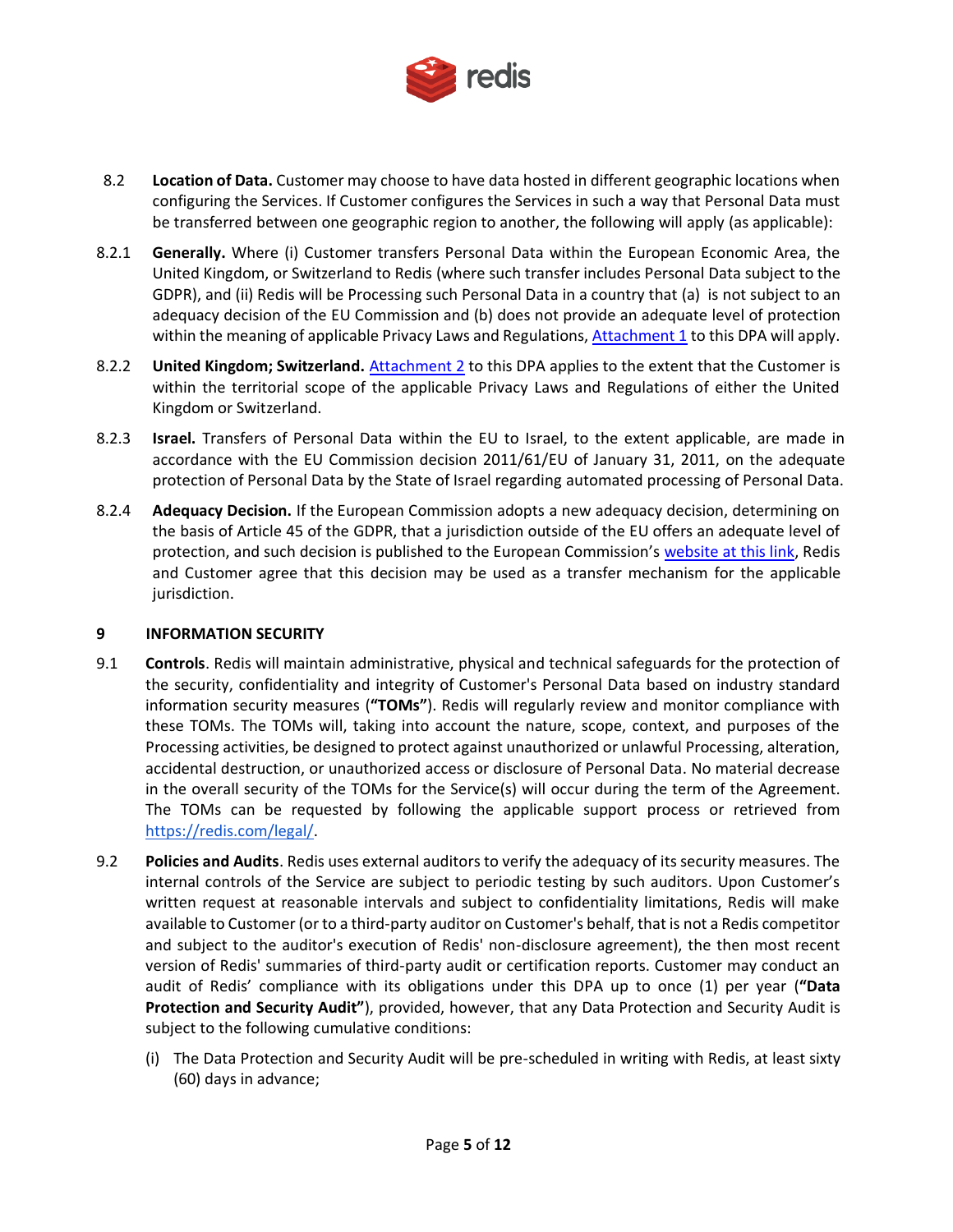8.2 **Location of Data.** Customer may choose to have data hosted in different geographic locations when configuring the Services. If Customer configures the Services in such a way that Personal Data must be transferred between one geographic region to another, the following will apply (as applicable):

8.2.1 **Generally.** Where (i) Customer transfers Personal Data within the European Economic Area, the United Kingdom, or Switzerland to Redis (where such transfer includes Personal Data subject to the GDPR), and (ii) Redis will be Processing such Personal Data in a country that (a) is not subject to an adequacy decision of the EU Commission and (b) does not provide an adequate level of protection within the meaning of applicable Privacy Laws and Regulations, Attachment 1 to this DPA will apply.

8.2.2 **United Kingdom; Switzerland.** Attachment 2 to this DPA applies to the extent that the Customer is within the territorial scope of the applicable Privacy Laws and Regulations of either the United Kingdom or Switzerland.

8.2.3 **Israel.** Transfers of Personal Data within the EU to Israel, to the extent applicable, are made in accordance with the EU Commission decision 2011/61/EU of January 31, 2011, on the adequate protection of Personal Data by the State of Israel regarding automated processing of Personal Data.

8.2.4 **Adequacy Decision.** If the European Commission adopts a new adequacy decision, determining on the basis of Article 45 of the GDPR, that a jurisdiction outside of the EU offers an adequate level of protection, and such decision is published to the European Commission's website at this link, Redis and Customer agree that this decision may be used as a transfer mechanism for the applicable jurisdiction.

## 9 INFORMATION SECURITY

9.1 **Controls**. Redis will maintain administrative, physical and technical safeguards for the protection of the security, confidentiality and integrity of Customer's Personal Data based on industry standard information security measures (**"TOMs"**). Redis will regularly review and monitor compliance with these TOMs. The TOMs will, taking into account the nature, scope, context, and purposes of the Processing activities, be designed to protect against unauthorized or unlawful Processing, alteration, accidental destruction, or unauthorized access or disclosure of Personal Data. No material decrease in the overall security of the TOMs for the Service(s) will occur during the term of the Agreement. The TOMs can be requested by following the applicable support process or retrieved from https://redis.com/legal/.

9.2 **Policies and Audits**. Redis uses external auditors to verify the adequacy of its security measures. The internal controls of the Service are subject to periodic testing by such auditors. Upon Customer's written request at reasonable intervals and subject to confidentiality limitations, Redis will make available to Customer (or to a third-party auditor on Customer's behalf, that is not a Redis competitor and subject to the auditor's execution of Redis' non-disclosure agreement), the then most recent version of Redis' summaries of third-party audit or certification reports. Customer may conduct an audit of Redis' compliance with its obligations under this DPA up to once (1) per year (**"Data Protection and Security Audit"**), provided, however, that any Data Protection and Security Audit is subject to the following cumulative conditions:

(i) The Data Protection and Security Audit will be pre-scheduled in writing with Redis, at least sixty (60) days in advance;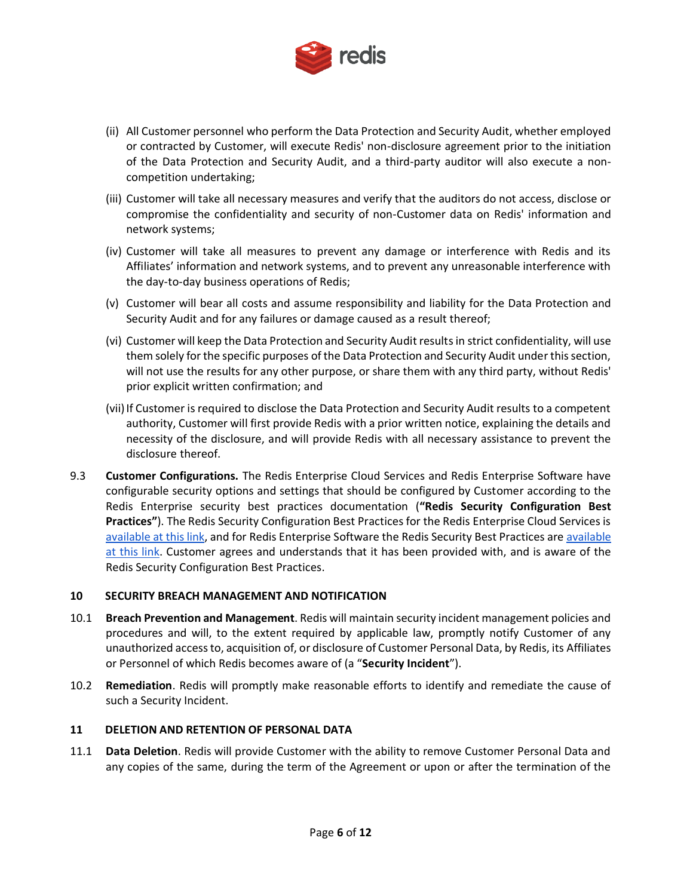(ii) All Customer personnel who perform the Data Protection and Security Audit, whether employed or contracted by Customer, will execute Redis' non-disclosure agreement prior to the initiation of the Data Protection and Security Audit, and a third-party auditor will also execute a non-competition undertaking;

(iii) Customer will take all necessary measures and verify that the auditors do not access, disclose or compromise the confidentiality and security of non-Customer data on Redis' information and network systems;

(iv) Customer will take all measures to prevent any damage or interference with Redis and its Affiliates' information and network systems, and to prevent any unreasonable interference with the day-to-day business operations of Redis;

(v) Customer will bear all costs and assume responsibility and liability for the Data Protection and Security Audit and for any failures or damage caused as a result thereof;

(vi) Customer will keep the Data Protection and Security Audit results in strict confidentiality, will use them solely for the specific purposes of the Data Protection and Security Audit under this section, will not use the results for any other purpose, or share them with any third party, without Redis' prior explicit written confirmation; and

(vii) If Customer is required to disclose the Data Protection and Security Audit results to a competent authority, Customer will first provide Redis with a prior written notice, explaining the details and necessity of the disclosure, and will provide Redis with all necessary assistance to prevent the disclosure thereof.

9.3 **Customer Configurations.** The Redis Enterprise Cloud Services and Redis Enterprise Software have configurable security options and settings that should be configured by Customer according to the Redis Enterprise security best practices documentation (**"Redis Security Configuration Best Practices"**). The Redis Security Configuration Best Practices for the Redis Enterprise Cloud Services is available at this link, and for Redis Enterprise Software the Redis Security Best Practices are available at this link. Customer agrees and understands that it has been provided with, and is aware of the Redis Security Configuration Best Practices.

## 10 SECURITY BREACH MANAGEMENT AND NOTIFICATION

10.1 **Breach Prevention and Management**. Redis will maintain security incident management policies and procedures and will, to the extent required by applicable law, promptly notify Customer of any unauthorized access to, acquisition of, or disclosure of Customer Personal Data, by Redis, its Affiliates or Personnel of which Redis becomes aware of (a "**Security Incident**").

10.2 **Remediation**. Redis will promptly make reasonable efforts to identify and remediate the cause of such a Security Incident.

## 11 DELETION AND RETENTION OF PERSONAL DATA

11.1 **Data Deletion**. Redis will provide Customer with the ability to remove Customer Personal Data and any copies of the same, during the term of the Agreement or upon or after the termination of the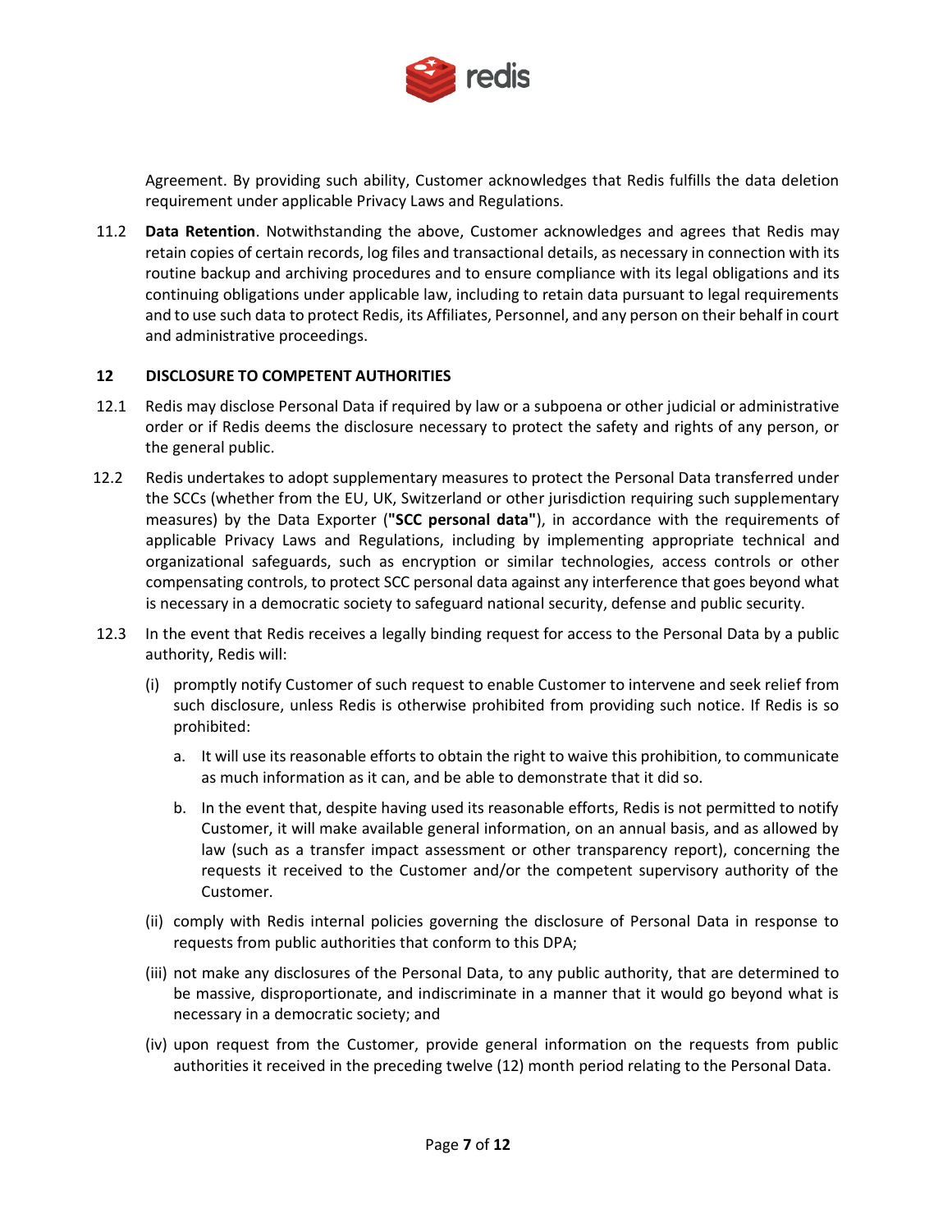Agreement. By providing such ability, Customer acknowledges that Redis fulfills the data deletion requirement under applicable Privacy Laws and Regulations.

11.2 **Data Retention**. Notwithstanding the above, Customer acknowledges and agrees that Redis may retain copies of certain records, log files and transactional details, as necessary in connection with its routine backup and archiving procedures and to ensure compliance with its legal obligations and its continuing obligations under applicable law, including to retain data pursuant to legal requirements and to use such data to protect Redis, its Affiliates, Personnel, and any person on their behalf in court and administrative proceedings.

## 12 DISCLOSURE TO COMPETENT AUTHORITIES

12.1 Redis may disclose Personal Data if required by law or a subpoena or other judicial or administrative order or if Redis deems the disclosure necessary to protect the safety and rights of any person, or the general public.

12.2 Redis undertakes to adopt supplementary measures to protect the Personal Data transferred under the SCCs (whether from the EU, UK, Switzerland or other jurisdiction requiring such supplementary measures) by the Data Exporter (**"SCC personal data"**), in accordance with the requirements of applicable Privacy Laws and Regulations, including by implementing appropriate technical and organizational safeguards, such as encryption or similar technologies, access controls or other compensating controls, to protect SCC personal data against any interference that goes beyond what is necessary in a democratic society to safeguard national security, defense and public security.

12.3 In the event that Redis receives a legally binding request for access to the Personal Data by a public authority, Redis will:

(i) promptly notify Customer of such request to enable Customer to intervene and seek relief from such disclosure, unless Redis is otherwise prohibited from providing such notice. If Redis is so prohibited:

a. It will use its reasonable efforts to obtain the right to waive this prohibition, to communicate as much information as it can, and be able to demonstrate that it did so.

b. In the event that, despite having used its reasonable efforts, Redis is not permitted to notify Customer, it will make available general information, on an annual basis, and as allowed by law (such as a transfer impact assessment or other transparency report), concerning the requests it received to the Customer and/or the competent supervisory authority of the Customer.

(ii) comply with Redis internal policies governing the disclosure of Personal Data in response to requests from public authorities that conform to this DPA;

(iii) not make any disclosures of the Personal Data, to any public authority, that are determined to be massive, disproportionate, and indiscriminate in a manner that it would go beyond what is necessary in a democratic society; and

(iv) upon request from the Customer, provide general information on the requests from public authorities it received in the preceding twelve (12) month period relating to the Personal Data.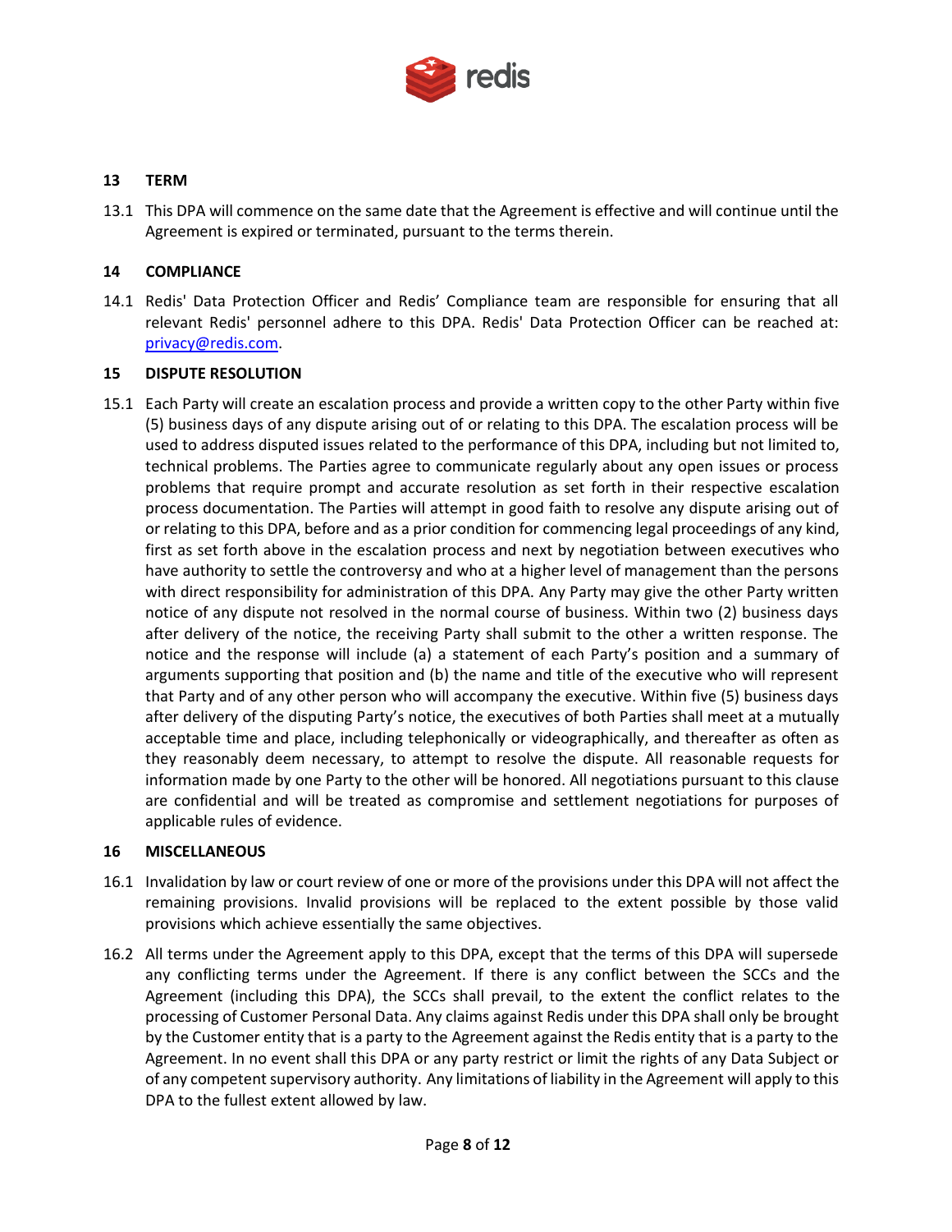## 13 TERM

13.1 This DPA will commence on the same date that the Agreement is effective and will continue until the Agreement is expired or terminated, pursuant to the terms therein.

## 14 COMPLIANCE

14.1 Redis' Data Protection Officer and Redis' Compliance team are responsible for ensuring that all relevant Redis' personnel adhere to this DPA. Redis' Data Protection Officer can be reached at: [privacy@redis.com](mailto:privacy@redis.com).

## 15 DISPUTE RESOLUTION

15.1 Each Party will create an escalation process and provide a written copy to the other Party within five (5) business days of any dispute arising out of or relating to this DPA. The escalation process will be used to address disputed issues related to the performance of this DPA, including but not limited to, technical problems. The Parties agree to communicate regularly about any open issues or process problems that require prompt and accurate resolution as set forth in their respective escalation process documentation. The Parties will attempt in good faith to resolve any dispute arising out of or relating to this DPA, before and as a prior condition for commencing legal proceedings of any kind, first as set forth above in the escalation process and next by negotiation between executives who have authority to settle the controversy and who at a higher level of management than the persons with direct responsibility for administration of this DPA. Any Party may give the other Party written notice of any dispute not resolved in the normal course of business. Within two (2) business days after delivery of the notice, the receiving Party shall submit to the other a written response. The notice and the response will include (a) a statement of each Party's position and a summary of arguments supporting that position and (b) the name and title of the executive who will represent that Party and of any other person who will accompany the executive. Within five (5) business days after delivery of the disputing Party's notice, the executives of both Parties shall meet at a mutually acceptable time and place, including telephonically or videographically, and thereafter as often as they reasonably deem necessary, to attempt to resolve the dispute. All reasonable requests for information made by one Party to the other will be honored. All negotiations pursuant to this clause are confidential and will be treated as compromise and settlement negotiations for purposes of applicable rules of evidence.

## 16 MISCELLANEOUS

16.1 Invalidation by law or court review of one or more of the provisions under this DPA will not affect the remaining provisions. Invalid provisions will be replaced to the extent possible by those valid provisions which achieve essentially the same objectives.

16.2 All terms under the Agreement apply to this DPA, except that the terms of this DPA will supersede any conflicting terms under the Agreement. If there is any conflict between the SCCs and the Agreement (including this DPA), the SCCs shall prevail, to the extent the conflict relates to the processing of Customer Personal Data. Any claims against Redis under this DPA shall only be brought by the Customer entity that is a party to the Agreement against the Redis entity that is a party to the Agreement. In no event shall this DPA or any party restrict or limit the rights of any Data Subject or of any competent supervisory authority. Any limitations of liability in the Agreement will apply to this DPA to the fullest extent allowed by law.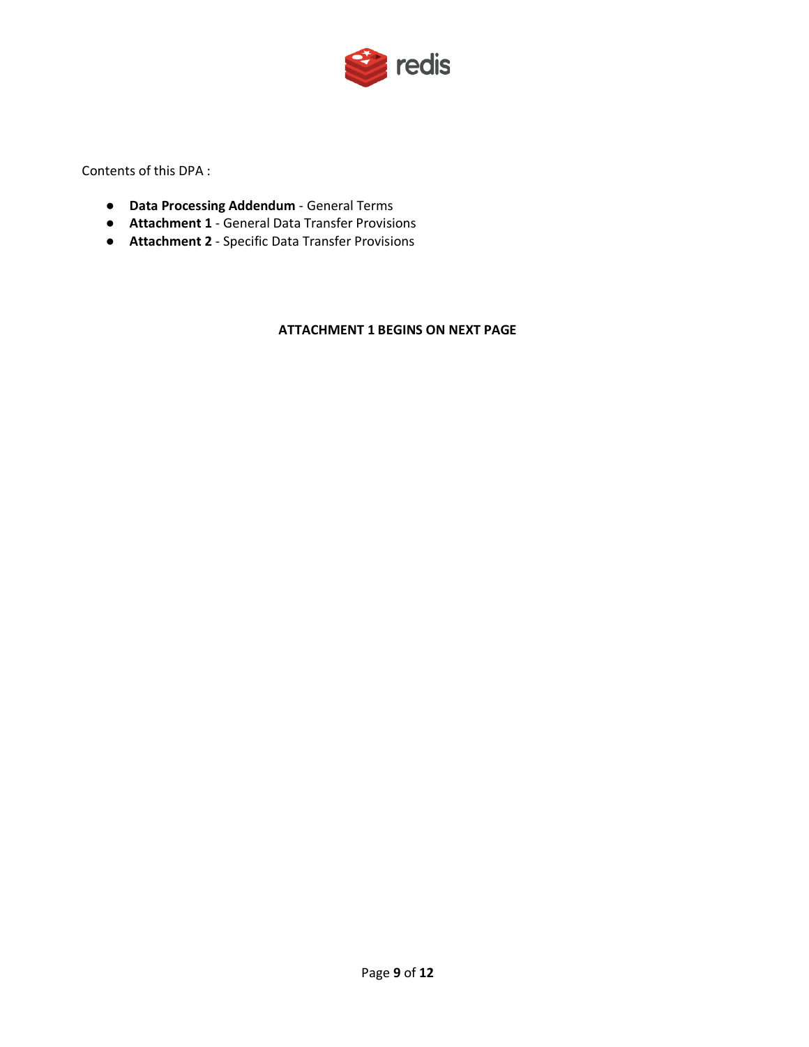Contents of this DPA :

- **Data Processing Addendum** - General Terms
- **Attachment 1** - General Data Transfer Provisions
- **Attachment 2** - Specific Data Transfer Provisions

**ATTACHMENT 1 BEGINS ON NEXT PAGE**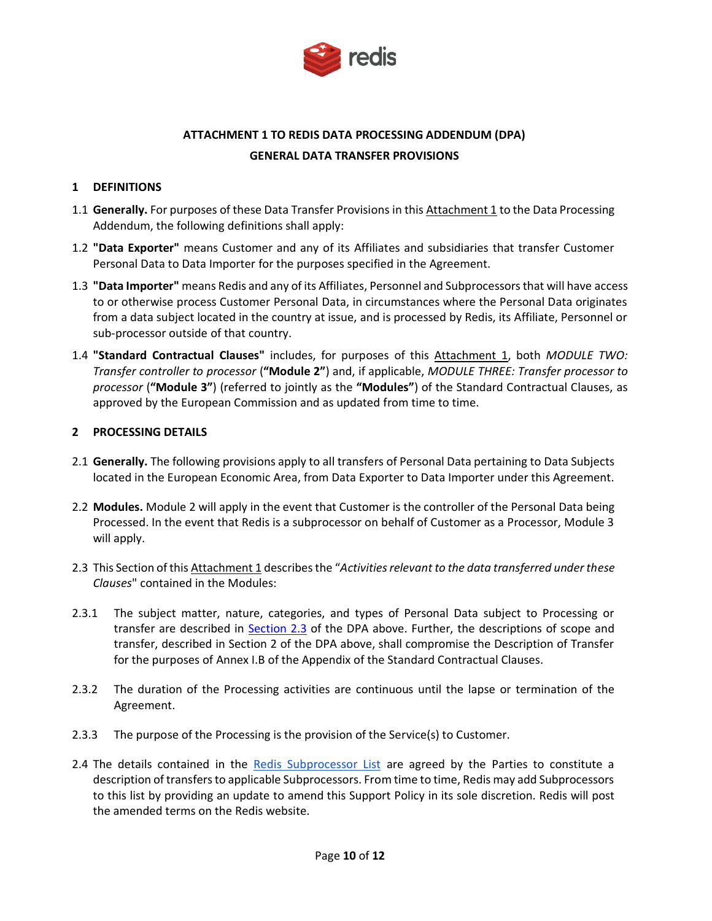## ATTACHMENT 1 TO REDIS DATA PROCESSING ADDENDUM (DPA)

## GENERAL DATA TRANSFER PROVISIONS

### 1 DEFINITIONS

1.1 **Generally.** For purposes of these Data Transfer Provisions in this Attachment 1 to the Data Processing Addendum, the following definitions shall apply:

1.2 **"Data Exporter"** means Customer and any of its Affiliates and subsidiaries that transfer Customer Personal Data to Data Importer for the purposes specified in the Agreement.

1.3 **"Data Importer"** means Redis and any of its Affiliates, Personnel and Subprocessors that will have access to or otherwise process Customer Personal Data, in circumstances where the Personal Data originates from a data subject located in the country at issue, and is processed by Redis, its Affiliate, Personnel or sub-processor outside of that country.

1.4 **"Standard Contractual Clauses"** includes, for purposes of this Attachment 1, both *MODULE TWO: Transfer controller to processor* (**"Module 2"**) and, if applicable, *MODULE THREE: Transfer processor to processor* (**"Module 3"**) (referred to jointly as the **"Modules"**) of the Standard Contractual Clauses, as approved by the European Commission and as updated from time to time.

### 2 PROCESSING DETAILS

2.1 **Generally.** The following provisions apply to all transfers of Personal Data pertaining to Data Subjects located in the European Economic Area, from Data Exporter to Data Importer under this Agreement.

2.2 **Modules.** Module 2 will apply in the event that Customer is the controller of the Personal Data being Processed. In the event that Redis is a subprocessor on behalf of Customer as a Processor, Module 3 will apply.

2.3 This Section of this Attachment 1 describes the "*Activities relevant to the data transferred under these Clauses*" contained in the Modules:

2.3.1 The subject matter, nature, categories, and types of Personal Data subject to Processing or transfer are described in Section 2.3 of the DPA above. Further, the descriptions of scope and transfer, described in Section 2 of the DPA above, shall compromise the Description of Transfer for the purposes of Annex I.B of the Appendix of the Standard Contractual Clauses.

2.3.2 The duration of the Processing activities are continuous until the lapse or termination of the Agreement.

2.3.3 The purpose of the Processing is the provision of the Service(s) to Customer.

2.4 The details contained in the Redis Subprocessor List are agreed by the Parties to constitute a description of transfers to applicable Subprocessors. From time to time, Redis may add Subprocessors to this list by providing an update to amend this Support Policy in its sole discretion. Redis will post the amended terms on the Redis website.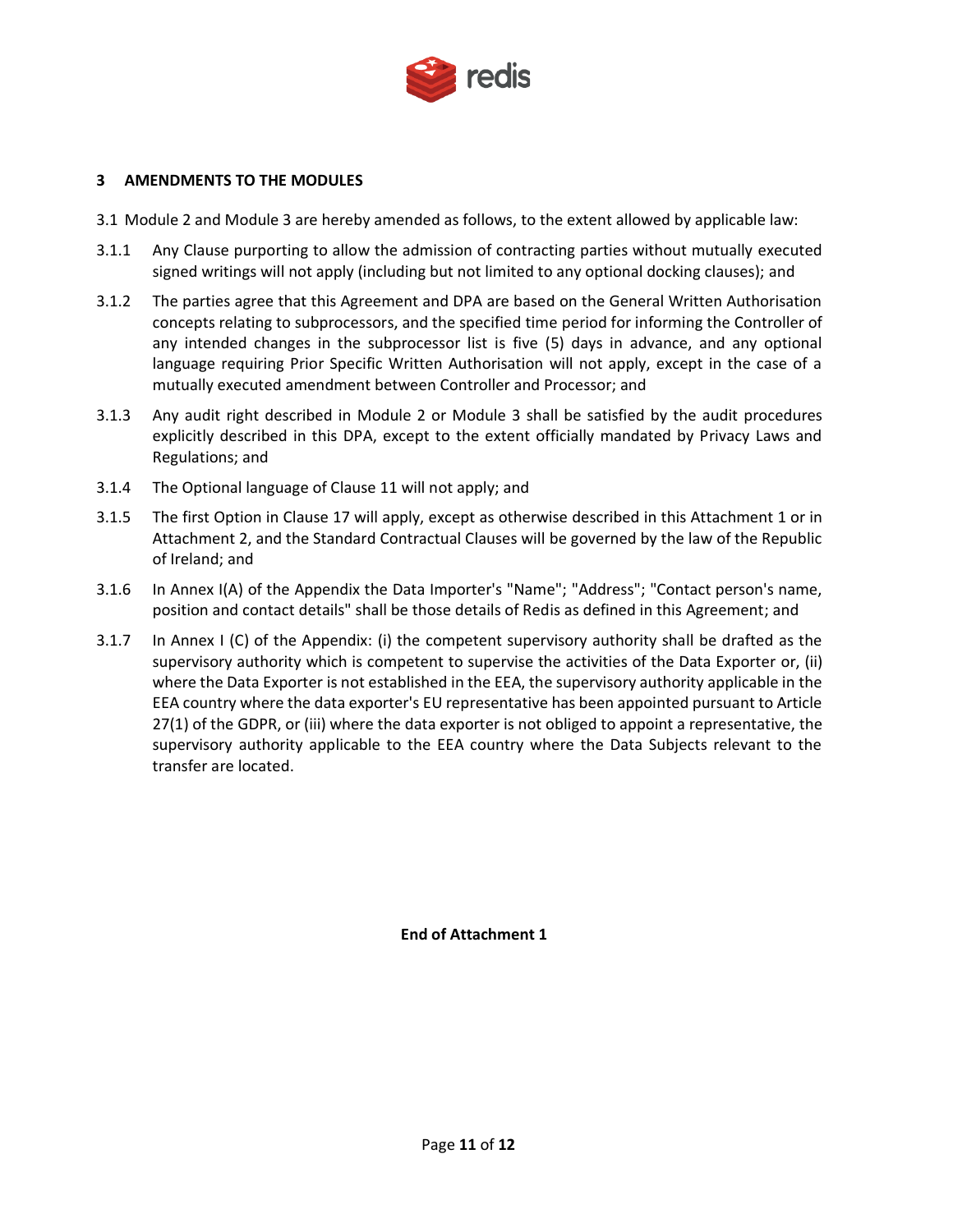## 3 AMENDMENTS TO THE MODULES

3.1 Module 2 and Module 3 are hereby amended as follows, to the extent allowed by applicable law:

3.1.1 Any Clause purporting to allow the admission of contracting parties without mutually executed signed writings will not apply (including but not limited to any optional docking clauses); and

3.1.2 The parties agree that this Agreement and DPA are based on the General Written Authorisation concepts relating to subprocessors, and the specified time period for informing the Controller of any intended changes in the subprocessor list is five (5) days in advance, and any optional language requiring Prior Specific Written Authorisation will not apply, except in the case of a mutually executed amendment between Controller and Processor; and

3.1.3 Any audit right described in Module 2 or Module 3 shall be satisfied by the audit procedures explicitly described in this DPA, except to the extent officially mandated by Privacy Laws and Regulations; and

3.1.4 The Optional language of Clause 11 will not apply; and

3.1.5 The first Option in Clause 17 will apply, except as otherwise described in this Attachment 1 or in Attachment 2, and the Standard Contractual Clauses will be governed by the law of the Republic of Ireland; and

3.1.6 In Annex I(A) of the Appendix the Data Importer's "Name"; "Address"; "Contact person's name, position and contact details" shall be those details of Redis as defined in this Agreement; and

3.1.7 In Annex I (C) of the Appendix: (i) the competent supervisory authority shall be drafted as the supervisory authority which is competent to supervise the activities of the Data Exporter or, (ii) where the Data Exporter is not established in the EEA, the supervisory authority applicable in the EEA country where the data exporter's EU representative has been appointed pursuant to Article 27(1) of the GDPR, or (iii) where the data exporter is not obliged to appoint a representative, the supervisory authority applicable to the EEA country where the Data Subjects relevant to the transfer are located.

**End of Attachment 1**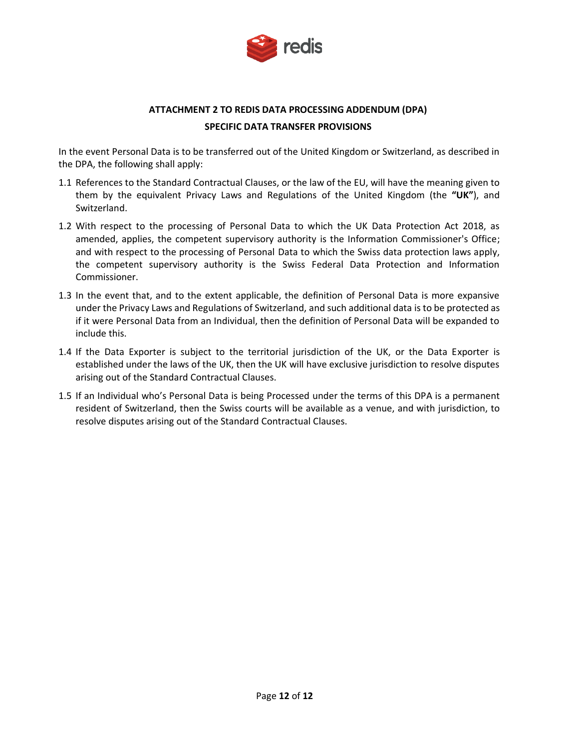## ATTACHMENT 2 TO REDIS DATA PROCESSING ADDENDUM (DPA)

## SPECIFIC DATA TRANSFER PROVISIONS

In the event Personal Data is to be transferred out of the United Kingdom or Switzerland, as described in the DPA, the following shall apply:

1.1 References to the Standard Contractual Clauses, or the law of the EU, will have the meaning given to them by the equivalent Privacy Laws and Regulations of the United Kingdom (the **"UK"**), and Switzerland.

1.2 With respect to the processing of Personal Data to which the UK Data Protection Act 2018, as amended, applies, the competent supervisory authority is the Information Commissioner's Office; and with respect to the processing of Personal Data to which the Swiss data protection laws apply, the competent supervisory authority is the Swiss Federal Data Protection and Information Commissioner.

1.3 In the event that, and to the extent applicable, the definition of Personal Data is more expansive under the Privacy Laws and Regulations of Switzerland, and such additional data is to be protected as if it were Personal Data from an Individual, then the definition of Personal Data will be expanded to include this.

1.4 If the Data Exporter is subject to the territorial jurisdiction of the UK, or the Data Exporter is established under the laws of the UK, then the UK will have exclusive jurisdiction to resolve disputes arising out of the Standard Contractual Clauses.

1.5 If an Individual who's Personal Data is being Processed under the terms of this DPA is a permanent resident of Switzerland, then the Swiss courts will be available as a venue, and with jurisdiction, to resolve disputes arising out of the Standard Contractual Clauses.